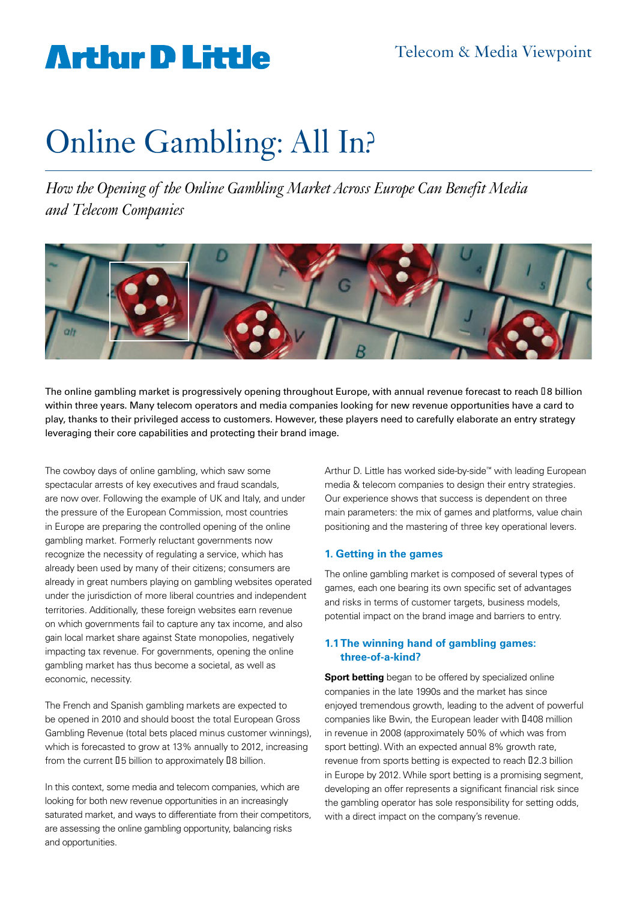# Online Gambling: All In?

*How the Opening of the Online Gambling Market Across Europe Can Benefit Media and Telecom Companies*

The online gambling market is progressively opening throughout Europe, with annual revenue forecast to reach €8 billion within three years. Many telecom operators and media companies looking for new revenue opportunities have a card to play, thanks to their privileged access to customers. However, these players need to carefully elaborate an entry strategy leveraging their core capabilities and protecting their brand image.

The cowboy days of online gambling, which saw some spectacular arrests of key executives and fraud scandals, are now over. Following the example of UK and Italy, and under the pressure of the European Commission, most countries in Europe are preparing the controlled opening of the online gambling market. Formerly reluctant governments now recognize the necessity of regulating a service, which has already been used by many of their citizens; consumers are already in great numbers playing on gambling websites operated under the jurisdiction of more liberal countries and independent territories. Additionally, these foreign websites earn revenue on which governments fail to capture any tax income, and also gain local market share against State monopolies, negatively impacting tax revenue. For governments, opening the online gambling market has thus become a societal, as well as economic, necessity.

The French and Spanish gambling markets are expected to be opened in 2010 and should boost the total European Gross Gambling Revenue (total bets placed minus customer winnings), which is forecasted to grow at 13% annually to 2012, increasing from the current €5 billion to approximately €8 billion.

In this context, some media and telecom companies, which are looking for both new revenue opportunities in an increasingly saturated market, and ways to differentiate from their competitors, are assessing the online gambling opportunity, balancing risks and opportunities.

Arthur D. Little has worked side-by-side™ with leading European media & telecom companies to design their entry strategies. Our experience shows that success is dependent on three main parameters: the mix of games and platforms, value chain positioning and the mastering of three key operational levers.

## 1. Getting in the games

The online gambling market is composed of several types of games, each one bearing its own specific set of advantages and risks in terms of customer targets, business models, potential impact on the brand image and barriers to entry.

### 1.1 The winning hand of gambling games: three-of-a-kind?

**Sport betting** began to be offered by specialized online companies in the late 1990s and the market has since enjoyed tremendous growth, leading to the advent of powerful companies like Bwin, the European leader with €408 million in revenue in 2008 (approximately 50% of which was from sport betting). With an expected annual 8% growth rate, revenue from sports betting is expected to reach €2.3 billion in Europe by 2012. While sport betting is a promising segment, developing an offer represents a significant financial risk since the gambling operator has sole responsibility for setting odds, with a direct impact on the company's revenue.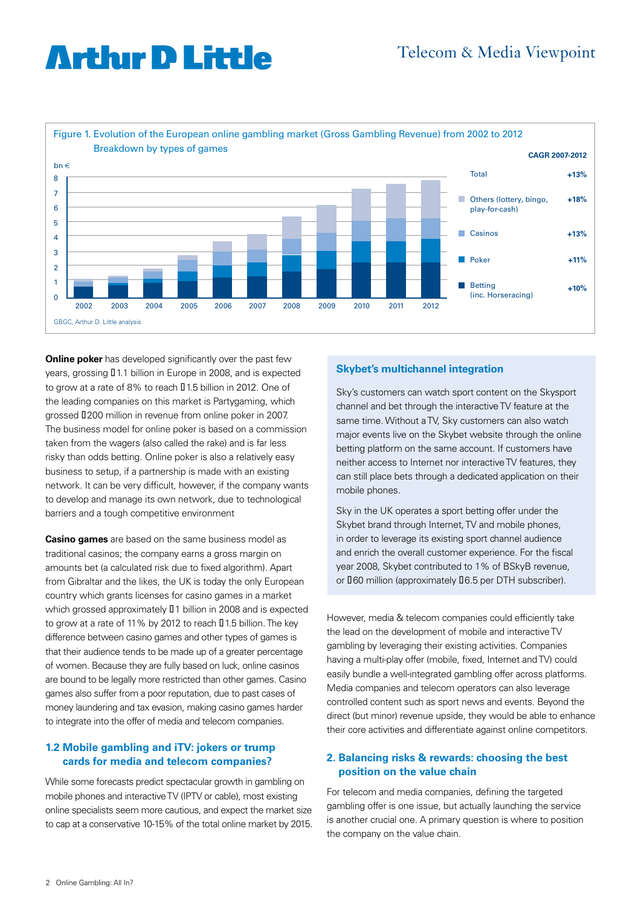Figure 1. Evolution of the European online gambling market (Gross Gambling Revenue) from 2002 to 2012
Breakdown by types of games

| | CAGR 2007-2012 |
|---|---|
| Total | +13% |
| Others (lottery, bingo, play-for-cash) | +18% |
| Casinos | +13% |
| Poker | +11% |
| Betting (inc. Horseracing) | +10% |

GBGC, Arthur D. Little analysis

**Online poker** has developed significantly over the past few years, grossing €1.1 billion in Europe in 2008, and is expected to grow at a rate of 8% to reach €1.5 billion in 2012. One of the leading companies on this market is Partygaming, which grossed €200 million in revenue from online poker in 2007. The business model for online poker is based on a commission taken from the wagers (also called the rake) and is far less risky than odds betting. Online poker is also a relatively easy business to setup, if a partnership is made with an existing network. It can be very difficult, however, if the company wants to develop and manage its own network, due to technological barriers and a tough competitive environment

**Casino games** are based on the same business model as traditional casinos; the company earns a gross margin on amounts bet (a calculated risk due to fixed algorithm). Apart from Gibraltar and the likes, the UK is today the only European country which grants licenses for casino games in a market which grossed approximately €1 billion in 2008 and is expected to grow at a rate of 11% by 2012 to reach €1.5 billion. The key difference between casino games and other types of games is that their audience tends to be made up of a greater percentage of women. Because they are fully based on luck, online casinos are bound to be legally more restricted than other games. Casino games also suffer from a poor reputation, due to past cases of money laundering and tax evasion, making casino games harder to integrate into the offer of media and telecom companies.

### 1.2 Mobile gambling and iTV: jokers or trump cards for media and telecom companies?

While some forecasts predict spectacular growth in gambling on mobile phones and interactive TV (IPTV or cable), most existing online specialists seem more cautious, and expect the market size to cap at a conservative 10-15% of the total online market by 2015.

#### Skybet's multichannel integration

Sky's customers can watch sport content on the Skysport channel and bet through the interactive TV feature at the same time. Without a TV, Sky customers can also watch major events live on the Skybet website through the online betting platform on the same account. If customers have neither access to Internet nor interactive TV features, they can still place bets through a dedicated application on their mobile phones.

Sky in the UK operates a sport betting offer under the Skybet brand through Internet, TV and mobile phones, in order to leverage its existing sport channel audience and enrich the overall customer experience. For the fiscal year 2008, Skybet contributed to 1% of BSkyB revenue, or €60 million (approximately €6.5 per DTH subscriber).

However, media & telecom companies could efficiently take the lead on the development of mobile and interactive TV gambling by leveraging their existing activities. Companies having a multi-play offer (mobile, fixed, Internet and TV) could easily bundle a well-integrated gambling offer across platforms. Media companies and telecom operators can also leverage controlled content such as sport news and events. Beyond the direct (but minor) revenue upside, they would be able to enhance their core activities and differentiate against online competitors.

## 2. Balancing risks & rewards: choosing the best position on the value chain

For telecom and media companies, defining the targeted gambling offer is one issue, but actually launching the service is another crucial one. A primary question is where to position the company on the value chain.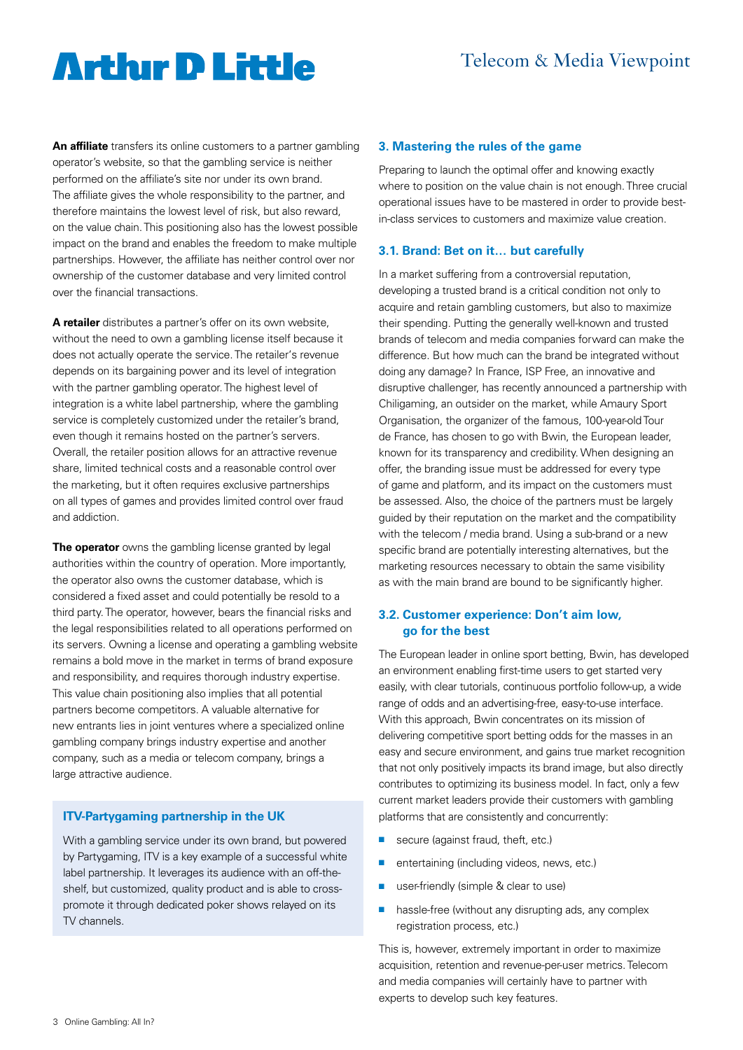**An affiliate** transfers its online customers to a partner gambling operator's website, so that the gambling service is neither performed on the affiliate's site nor under its own brand. The affiliate gives the whole responsibility to the partner, and therefore maintains the lowest level of risk, but also reward, on the value chain. This positioning also has the lowest possible impact on the brand and enables the freedom to make multiple partnerships. However, the affiliate has neither control over nor ownership of the customer database and very limited control over the financial transactions.

**A retailer** distributes a partner's offer on its own website, without the need to own a gambling license itself because it does not actually operate the service. The retailer's revenue depends on its bargaining power and its level of integration with the partner gambling operator. The highest level of integration is a white label partnership, where the gambling service is completely customized under the retailer's brand, even though it remains hosted on the partner's servers. Overall, the retailer position allows for an attractive revenue share, limited technical costs and a reasonable control over the marketing, but it often requires exclusive partnerships on all types of games and provides limited control over fraud and addiction.

**The operator** owns the gambling license granted by legal authorities within the country of operation. More importantly, the operator also owns the customer database, which is considered a fixed asset and could potentially be resold to a third party. The operator, however, bears the financial risks and the legal responsibilities related to all operations performed on its servers. Owning a license and operating a gambling website remains a bold move in the market in terms of brand exposure and responsibility, and requires thorough industry expertise. This value chain positioning also implies that all potential partners become competitors. A valuable alternative for new entrants lies in joint ventures where a specialized online gambling company brings industry expertise and another company, such as a media or telecom company, brings a large attractive audience.

**ITV-Partygaming partnership in the UK**

With a gambling service under its own brand, but powered by Partygaming, ITV is a key example of a successful white label partnership. It leverages its audience with an off-the-shelf, but customized, quality product and is able to cross-promote it through dedicated poker shows relayed on its TV channels.

## 3. Mastering the rules of the game

Preparing to launch the optimal offer and knowing exactly where to position on the value chain is not enough. Three crucial operational issues have to be mastered in order to provide best-in-class services to customers and maximize value creation.

### 3.1. Brand: Bet on it… but carefully

In a market suffering from a controversial reputation, developing a trusted brand is a critical condition not only to acquire and retain gambling customers, but also to maximize their spending. Putting the generally well-known and trusted brands of telecom and media companies forward can make the difference. But how much can the brand be integrated without doing any damage? In France, ISP Free, an innovative and disruptive challenger, has recently announced a partnership with Chiligaming, an outsider on the market, while Amaury Sport Organisation, the organizer of the famous, 100-year-old Tour de France, has chosen to go with Bwin, the European leader, known for its transparency and credibility. When designing an offer, the branding issue must be addressed for every type of game and platform, and its impact on the customers must be assessed. Also, the choice of the partners must be largely guided by their reputation on the market and the compatibility with the telecom / media brand. Using a sub-brand or a new specific brand are potentially interesting alternatives, but the marketing resources necessary to obtain the same visibility as with the main brand are bound to be significantly higher.

### 3.2. Customer experience: Don't aim low, go for the best

The European leader in online sport betting, Bwin, has developed an environment enabling first-time users to get started very easily, with clear tutorials, continuous portfolio follow-up, a wide range of odds and an advertising-free, easy-to-use interface. With this approach, Bwin concentrates on its mission of delivering competitive sport betting odds for the masses in an easy and secure environment, and gains true market recognition that not only positively impacts its brand image, but also directly contributes to optimizing its business model. In fact, only a few current market leaders provide their customers with gambling platforms that are consistently and concurrently:

- secure (against fraud, theft, etc.)
- entertaining (including videos, news, etc.)
- user-friendly (simple & clear to use)
- hassle-free (without any disrupting ads, any complex registration process, etc.)

This is, however, extremely important in order to maximize acquisition, retention and revenue-per-user metrics. Telecom and media companies will certainly have to partner with experts to develop such key features.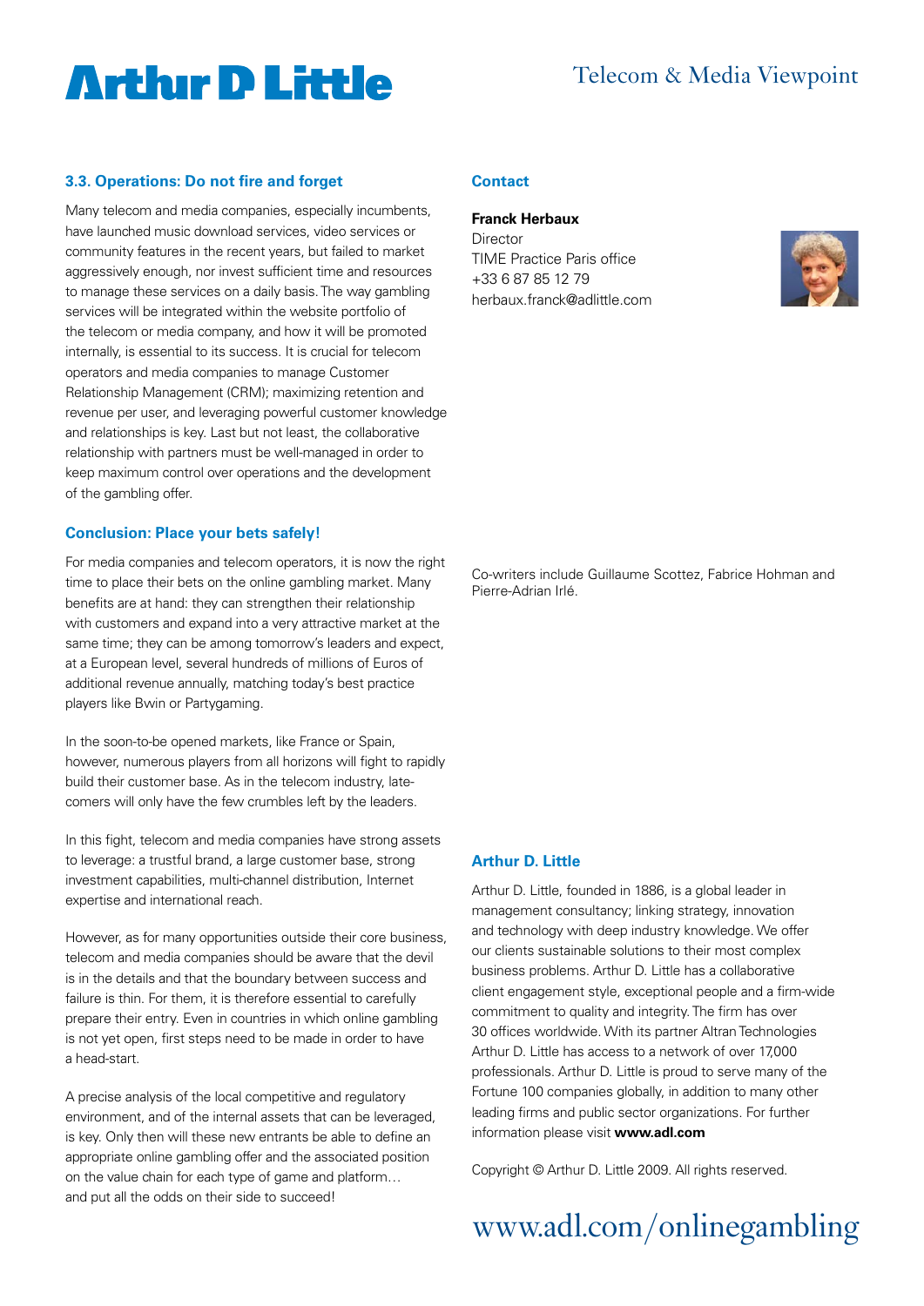### 3.3. Operations: Do not fire and forget

Many telecom and media companies, especially incumbents, have launched music download services, video services or community features in the recent years, but failed to market aggressively enough, nor invest sufficient time and resources to manage these services on a daily basis. The way gambling services will be integrated within the website portfolio of the telecom or media company, and how it will be promoted internally, is essential to its success. It is crucial for telecom operators and media companies to manage Customer Relationship Management (CRM); maximizing retention and revenue per user, and leveraging powerful customer knowledge and relationships is key. Last but not least, the collaborative relationship with partners must be well-managed in order to keep maximum control over operations and the development of the gambling offer.

### Conclusion: Place your bets safely!

For media companies and telecom operators, it is now the right time to place their bets on the online gambling market. Many benefits are at hand: they can strengthen their relationship with customers and expand into a very attractive market at the same time; they can be among tomorrow's leaders and expect, at a European level, several hundreds of millions of Euros of additional revenue annually, matching today's best practice players like Bwin or Partygaming.

In the soon-to-be opened markets, like France or Spain, however, numerous players from all horizons will fight to rapidly build their customer base. As in the telecom industry, late-comers will only have the few crumbles left by the leaders.

In this fight, telecom and media companies have strong assets to leverage: a trustful brand, a large customer base, strong investment capabilities, multi-channel distribution, Internet expertise and international reach.

However, as for many opportunities outside their core business, telecom and media companies should be aware that the devil is in the details and that the boundary between success and failure is thin. For them, it is therefore essential to carefully prepare their entry. Even in countries in which online gambling is not yet open, first steps need to be made in order to have a head-start.

A precise analysis of the local competitive and regulatory environment, and of the internal assets that can be leveraged, is key. Only then will these new entrants be able to define an appropriate online gambling offer and the associated position on the value chain for each type of game and platform… and put all the odds on their side to succeed!

### Contact

**Franck Herbaux**
Director
TIME Practice Paris office
+33 6 87 85 12 79
herbaux.franck@adlittle.com

Co-writers include Guillaume Scottez, Fabrice Hohman and Pierre-Adrian Irlé.

### Arthur D. Little

Arthur D. Little, founded in 1886, is a global leader in management consultancy; linking strategy, innovation and technology with deep industry knowledge. We offer our clients sustainable solutions to their most complex business problems. Arthur D. Little has a collaborative client engagement style, exceptional people and a firm-wide commitment to quality and integrity. The firm has over 30 offices worldwide. With its partner Altran Technologies Arthur D. Little has access to a network of over 17,000 professionals. Arthur D. Little is proud to serve many of the Fortune 100 companies globally, in addition to many other leading firms and public sector organizations. For further information please visit **www.adl.com**

Copyright © Arthur D. Little 2009. All rights reserved.

www.adl.com/onlinegambling